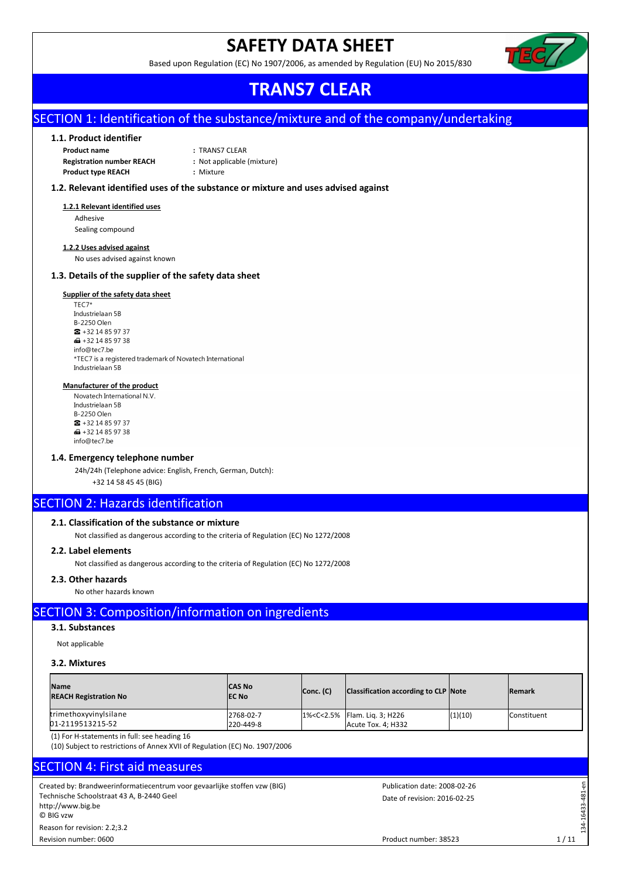# SAFETY DATA SHEET

Based upon Regulation (EC) No 1907/2006, as amended by Regulation (EU) No 2015/830

# TRANS7 CLEAR

## SECTION 1: Identification of the substance/mixture and of the company/undertaking

### 1.1. Product identifier

**Product name** : TRANS7 CLEAR
**Registration number REACH** : Not applicable (mixture)
**Product type REACH** : Mixture

### 1.2. Relevant identified uses of the substance or mixture and uses advised against

**1.2.1 Relevant identified uses**

Adhesive
Sealing compound

**1.2.2 Uses advised against**

No uses advised against known

### 1.3. Details of the supplier of the safety data sheet

**Supplier of the safety data sheet**

TEC7*
Industrielaan 5B
B-2250 Olen
☎ +32 14 85 97 37
Fax +32 14 85 97 38
info@tec7.be
*TEC7 is a registered trademark of Novatech International
Industrielaan 5B

**Manufacturer of the product**

Novatech International N.V.
Industrielaan 5B
B-2250 Olen
☎ +32 14 85 97 37
Fax +32 14 85 97 38
info@tec7.be

### 1.4. Emergency telephone number

24h/24h (Telephone advice: English, French, German, Dutch):
+32 14 58 45 45 (BIG)

## SECTION 2: Hazards identification

### 2.1. Classification of the substance or mixture

Not classified as dangerous according to the criteria of Regulation (EC) No 1272/2008

### 2.2. Label elements

Not classified as dangerous according to the criteria of Regulation (EC) No 1272/2008

### 2.3. Other hazards

No other hazards known

## SECTION 3: Composition/information on ingredients

### 3.1. Substances

Not applicable

### 3.2. Mixtures

| Name<br>REACH Registration No | CAS No<br>EC No | Conc. (C) | Classification according to CLP | Note | Remark |
|---|---|---|---|---|---|
| trimethoxyvinylsilane<br>01-2119513215-52 | 2768-02-7<br>220-449-8 | 1%<C<2.5% | Flam. Liq. 3; H226<br>Acute Tox. 4; H332 | (1)(10) | Constituent |

(1) For H-statements in full: see heading 16
(10) Subject to restrictions of Annex XVII of Regulation (EC) No. 1907/2006

## SECTION 4: First aid measures

Created by: Brandweerinformatiecentrum voor gevaarlijke stoffen vzw (BIG)
Technische Schoolstraat 43 A, B-2440 Geel
http://www.big.be
© BIG vzw
Reason for revision: 2.2;3.2
Revision number: 0600

Publication date: 2008-02-26
Date of revision: 2016-02-25
Product number: 38523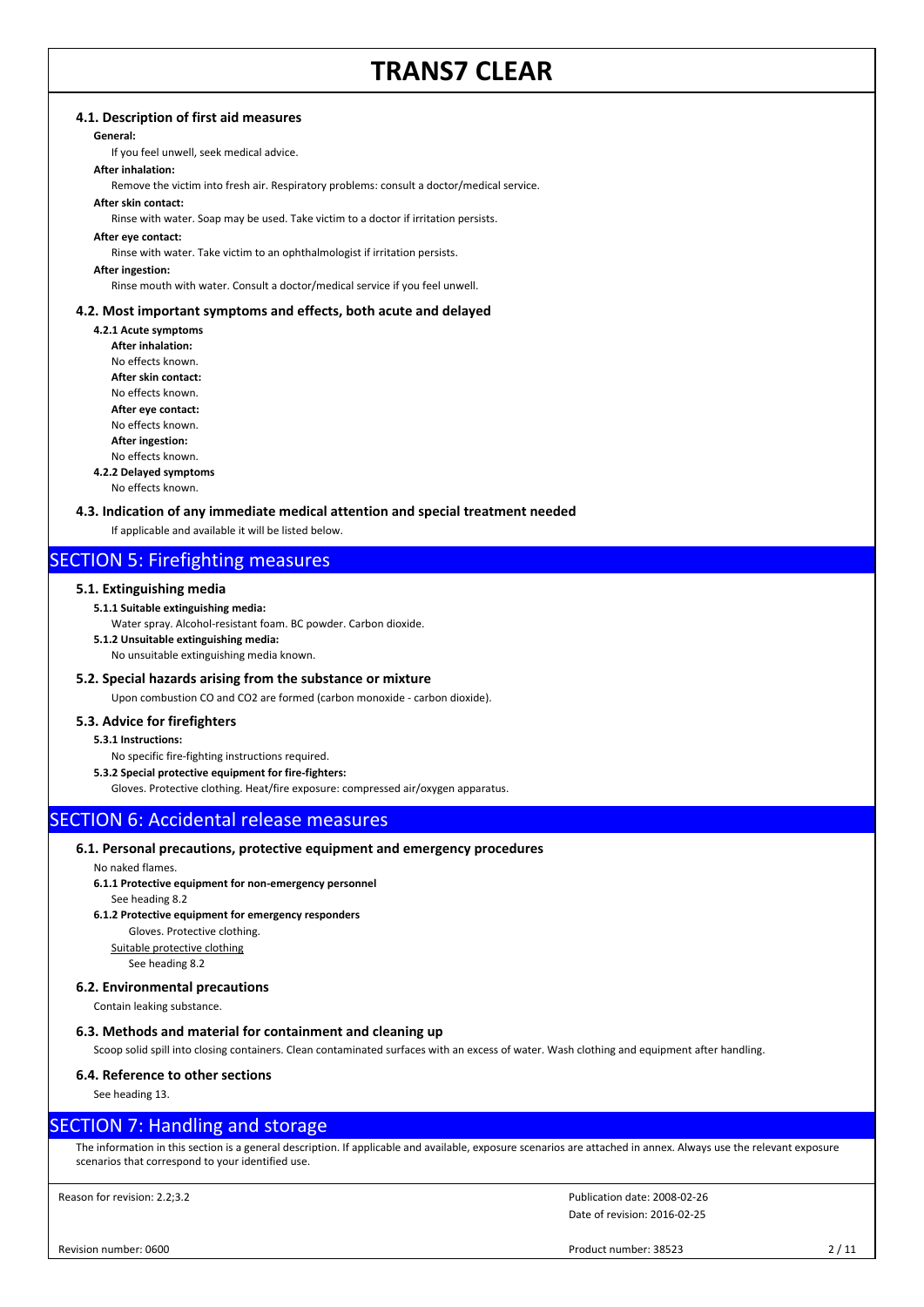### 4.1. Description of first aid measures

**General:**

If you feel unwell, seek medical advice.

**After inhalation:**

Remove the victim into fresh air. Respiratory problems: consult a doctor/medical service.

**After skin contact:**

Rinse with water. Soap may be used. Take victim to a doctor if irritation persists.

**After eye contact:**

Rinse with water. Take victim to an ophthalmologist if irritation persists.

**After ingestion:**

Rinse mouth with water. Consult a doctor/medical service if you feel unwell.

### 4.2. Most important symptoms and effects, both acute and delayed

**4.2.1 Acute symptoms**

**After inhalation:**

No effects known.

**After skin contact:**

No effects known.

**After eye contact:**

No effects known.

**After ingestion:**

No effects known.

**4.2.2 Delayed symptoms**

No effects known.

### 4.3. Indication of any immediate medical attention and special treatment needed

If applicable and available it will be listed below.

## SECTION 5: Firefighting measures

### 5.1. Extinguishing media

**5.1.1 Suitable extinguishing media:**

Water spray. Alcohol-resistant foam. BC powder. Carbon dioxide.

**5.1.2 Unsuitable extinguishing media:**

No unsuitable extinguishing media known.

### 5.2. Special hazards arising from the substance or mixture

Upon combustion CO and CO2 are formed (carbon monoxide - carbon dioxide).

### 5.3. Advice for firefighters

**5.3.1 Instructions:**

No specific fire-fighting instructions required.

**5.3.2 Special protective equipment for fire-fighters:**

Gloves. Protective clothing. Heat/fire exposure: compressed air/oxygen apparatus.

## SECTION 6: Accidental release measures

### 6.1. Personal precautions, protective equipment and emergency procedures

No naked flames.

**6.1.1 Protective equipment for non-emergency personnel**

See heading 8.2

**6.1.2 Protective equipment for emergency responders**

Gloves. Protective clothing.

Suitable protective clothing

See heading 8.2

### 6.2. Environmental precautions

Contain leaking substance.

### 6.3. Methods and material for containment and cleaning up

Scoop solid spill into closing containers. Clean contaminated surfaces with an excess of water. Wash clothing and equipment after handling.

### 6.4. Reference to other sections

See heading 13.

## SECTION 7: Handling and storage

The information in this section is a general description. If applicable and available, exposure scenarios are attached in annex. Always use the relevant exposure scenarios that correspond to your identified use.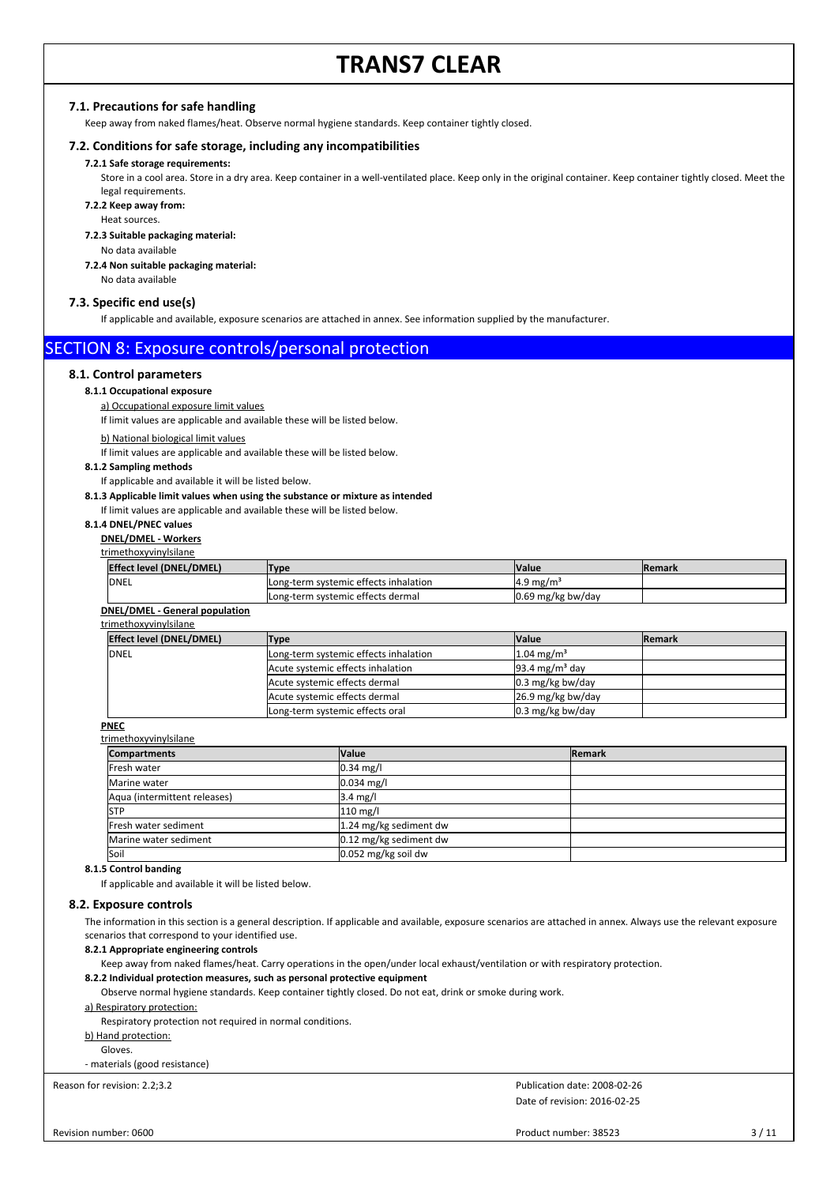### 7.1. Precautions for safe handling

Keep away from naked flames/heat. Observe normal hygiene standards. Keep container tightly closed.

### 7.2. Conditions for safe storage, including any incompatibilities

**7.2.1 Safe storage requirements:**

Store in a cool area. Store in a dry area. Keep container in a well-ventilated place. Keep only in the original container. Keep container tightly closed. Meet the legal requirements.

**7.2.2 Keep away from:**

Heat sources.

**7.2.3 Suitable packaging material:**

No data available

**7.2.4 Non suitable packaging material:**

No data available

### 7.3. Specific end use(s)

If applicable and available, exposure scenarios are attached in annex. See information supplied by the manufacturer.

## SECTION 8: Exposure controls/personal protection

### 8.1. Control parameters

**8.1.1 Occupational exposure**

a) Occupational exposure limit values

If limit values are applicable and available these will be listed below.

b) National biological limit values

If limit values are applicable and available these will be listed below.

**8.1.2 Sampling methods**

If applicable and available it will be listed below.

**8.1.3 Applicable limit values when using the substance or mixture as intended**

If limit values are applicable and available these will be listed below.

**8.1.4 DNEL/PNEC values**

**DNEL/DMEL - Workers**

trimethoxyvinylsilane

| Effect level (DNEL/DMEL) | Type | Value | Remark |
|---|---|---|---|
| DNEL | Long-term systemic effects inhalation | 4.9 mg/m³ | |
| | Long-term systemic effects dermal | 0.69 mg/kg bw/day | |

**DNEL/DMEL - General population**

trimethoxyvinylsilane

| Effect level (DNEL/DMEL) | Type | Value | Remark |
|---|---|---|---|
| DNEL | Long-term systemic effects inhalation | 1.04 mg/m³ | |
| | Acute systemic effects inhalation | 93.4 mg/m³ day | |
| | Acute systemic effects dermal | 0.3 mg/kg bw/day | |
| | Acute systemic effects dermal | 26.9 mg/kg bw/day | |
| | Long-term systemic effects oral | 0.3 mg/kg bw/day | |

**PNEC**

trimethoxyvinylsilane

| Compartments | Value | Remark |
|---|---|---|
| Fresh water | 0.34 mg/l | |
| Marine water | 0.034 mg/l | |
| Aqua (intermittent releases) | 3.4 mg/l | |
| STP | 110 mg/l | |
| Fresh water sediment | 1.24 mg/kg sediment dw | |
| Marine water sediment | 0.12 mg/kg sediment dw | |
| Soil | 0.052 mg/kg soil dw | |

**8.1.5 Control banding**

If applicable and available it will be listed below.

### 8.2. Exposure controls

The information in this section is a general description. If applicable and available, exposure scenarios are attached in annex. Always use the relevant exposure scenarios that correspond to your identified use.

**8.2.1 Appropriate engineering controls**

Keep away from naked flames/heat. Carry operations in the open/under local exhaust/ventilation or with respiratory protection.

**8.2.2 Individual protection measures, such as personal protective equipment**

Observe normal hygiene standards. Keep container tightly closed. Do not eat, drink or smoke during work.

a) Respiratory protection:

Respiratory protection not required in normal conditions.

b) Hand protection:

Gloves.

- materials (good resistance)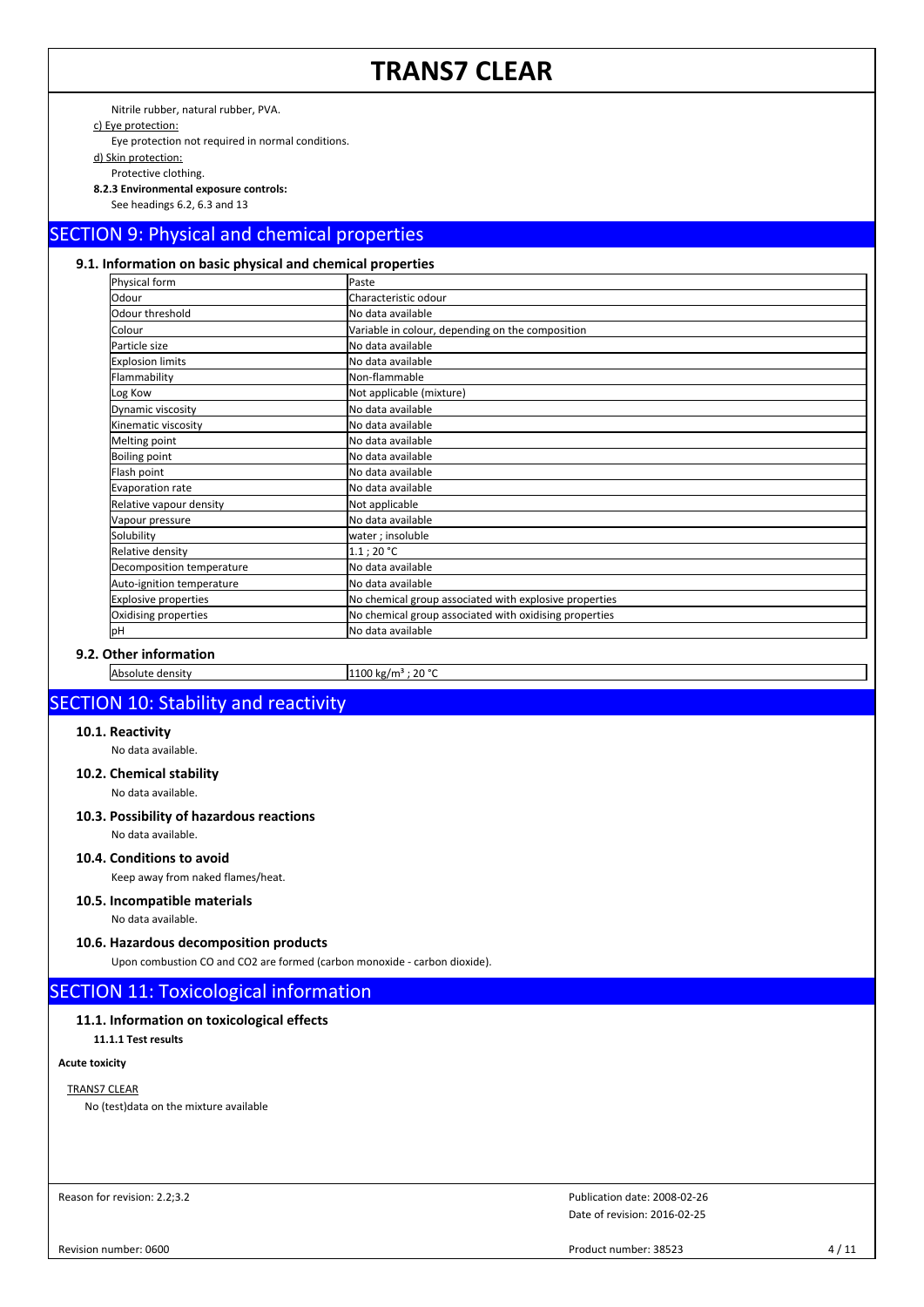Nitrile rubber, natural rubber, PVA.

c) Eye protection:

Eye protection not required in normal conditions.

d) Skin protection:

Protective clothing.

**8.2.3 Environmental exposure controls:**

See headings 6.2, 6.3 and 13

## SECTION 9: Physical and chemical properties

### 9.1. Information on basic physical and chemical properties

| Physical form | Paste |
|---|---|
| Odour | Characteristic odour |
| Odour threshold | No data available |
| Colour | Variable in colour, depending on the composition |
| Particle size | No data available |
| Explosion limits | No data available |
| Flammability | Non-flammable |
| Log Kow | Not applicable (mixture) |
| Dynamic viscosity | No data available |
| Kinematic viscosity | No data available |
| Melting point | No data available |
| Boiling point | No data available |
| Flash point | No data available |
| Evaporation rate | No data available |
| Relative vapour density | Not applicable |
| Vapour pressure | No data available |
| Solubility | water ; insoluble |
| Relative density | 1.1 ; 20 °C |
| Decomposition temperature | No data available |
| Auto-ignition temperature | No data available |
| Explosive properties | No chemical group associated with explosive properties |
| Oxidising properties | No chemical group associated with oxidising properties |
| pH | No data available |

### 9.2. Other information

| Absolute density | 1100 kg/m³ ; 20 °C |
|---|---|

## SECTION 10: Stability and reactivity

### 10.1. Reactivity

No data available.

### 10.2. Chemical stability

No data available.

### 10.3. Possibility of hazardous reactions

No data available.

### 10.4. Conditions to avoid

Keep away from naked flames/heat.

### 10.5. Incompatible materials

No data available.

### 10.6. Hazardous decomposition products

Upon combustion CO and $CO_2$ are formed (carbon monoxide - carbon dioxide).

## SECTION 11: Toxicological information

### 11.1. Information on toxicological effects

**11.1.1 Test results**

**Acute toxicity**

TRANS7 CLEAR

No (test)data on the mixture available

Reason for revision: 2.2;3.2

Publication date: 2008-02-26

Date of revision: 2016-02-25

Revision number: 0600

Product number: 38523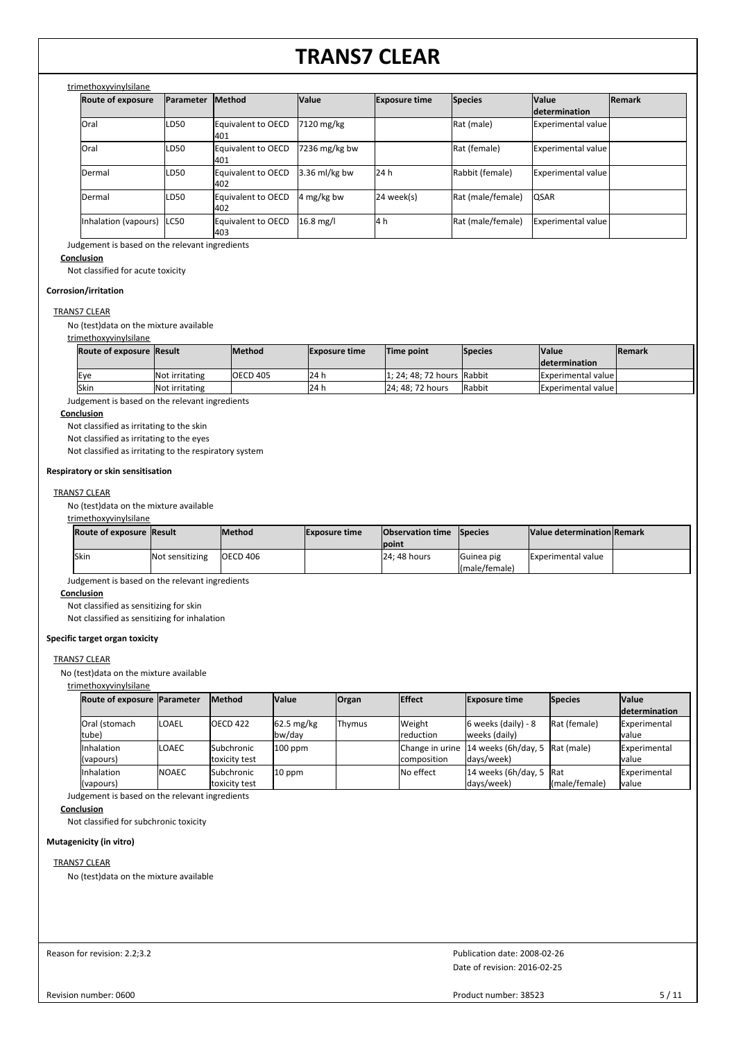trimethoxyvinylsilane

| Route of exposure | Parameter | Method | Value | Exposure time | Species | Value determination | Remark |
|---|---|---|---|---|---|---|---|
| Oral | LD50 | Equivalent to OECD 401 | 7120 mg/kg | | Rat (male) | Experimental value | |
| Oral | LD50 | Equivalent to OECD 401 | 7236 mg/kg bw | | Rat (female) | Experimental value | |
| Dermal | LD50 | Equivalent to OECD 402 | 3.36 ml/kg bw | 24 h | Rabbit (female) | Experimental value | |
| Dermal | LD50 | Equivalent to OECD 402 | 4 mg/kg bw | 24 week(s) | Rat (male/female) | QSAR | |
| Inhalation (vapours) | LC50 | Equivalent to OECD 403 | 16.8 mg/l | 4 h | Rat (male/female) | Experimental value | |

Judgement is based on the relevant ingredients

**Conclusion**

Not classified for acute toxicity

**Corrosion/irritation**

TRANS7 CLEAR

No (test)data on the mixture available

trimethoxyvinylsilane

| Route of exposure | Result | Method | Exposure time | Time point | Species | Value determination | Remark |
|---|---|---|---|---|---|---|---|
| Eye | Not irritating | OECD 405 | 24 h | 1; 24; 48; 72 hours | Rabbit | Experimental value | |
| Skin | Not irritating | | 24 h | 24; 48; 72 hours | Rabbit | Experimental value | |

Judgement is based on the relevant ingredients

**Conclusion**

Not classified as irritating to the skin

Not classified as irritating to the eyes

Not classified as irritating to the respiratory system

**Respiratory or skin sensitisation**

TRANS7 CLEAR

No (test)data on the mixture available

trimethoxyvinylsilane

| Route of exposure | Result | Method | Exposure time | Observation time point | Species | Value determination | Remark |
|---|---|---|---|---|---|---|---|
| Skin | Not sensitizing | OECD 406 | | 24; 48 hours | Guinea pig (male/female) | Experimental value | |

Judgement is based on the relevant ingredients

**Conclusion**

Not classified as sensitizing for skin

Not classified as sensitizing for inhalation

**Specific target organ toxicity**

TRANS7 CLEAR

No (test)data on the mixture available

trimethoxyvinylsilane

| Route of exposure | Parameter | Method | Value | Organ | Effect | Exposure time | Species | Value determination |
|---|---|---|---|---|---|---|---|---|
| Oral (stomach tube) | LOAEL | OECD 422 | 62.5 mg/kg bw/day | Thymus | Weight reduction | 6 weeks (daily) - 8 weeks (daily) | Rat (female) | Experimental value |
| Inhalation (vapours) | LOAEC | Subchronic toxicity test | 100 ppm | | Change in urine composition | 14 weeks (6h/day, 5 days/week) | Rat (male) | Experimental value |
| Inhalation (vapours) | NOAEC | Subchronic toxicity test | 10 ppm | | No effect | 14 weeks (6h/day, 5 days/week) | Rat (male/female) | Experimental value |

Judgement is based on the relevant ingredients

**Conclusion**

Not classified for subchronic toxicity

**Mutagenicity (in vitro)**

TRANS7 CLEAR

No (test)data on the mixture available

Reason for revision: 2.2;3.2

Publication date: 2008-02-26

Date of revision: 2016-02-25

Revision number: 0600

Product number: 38523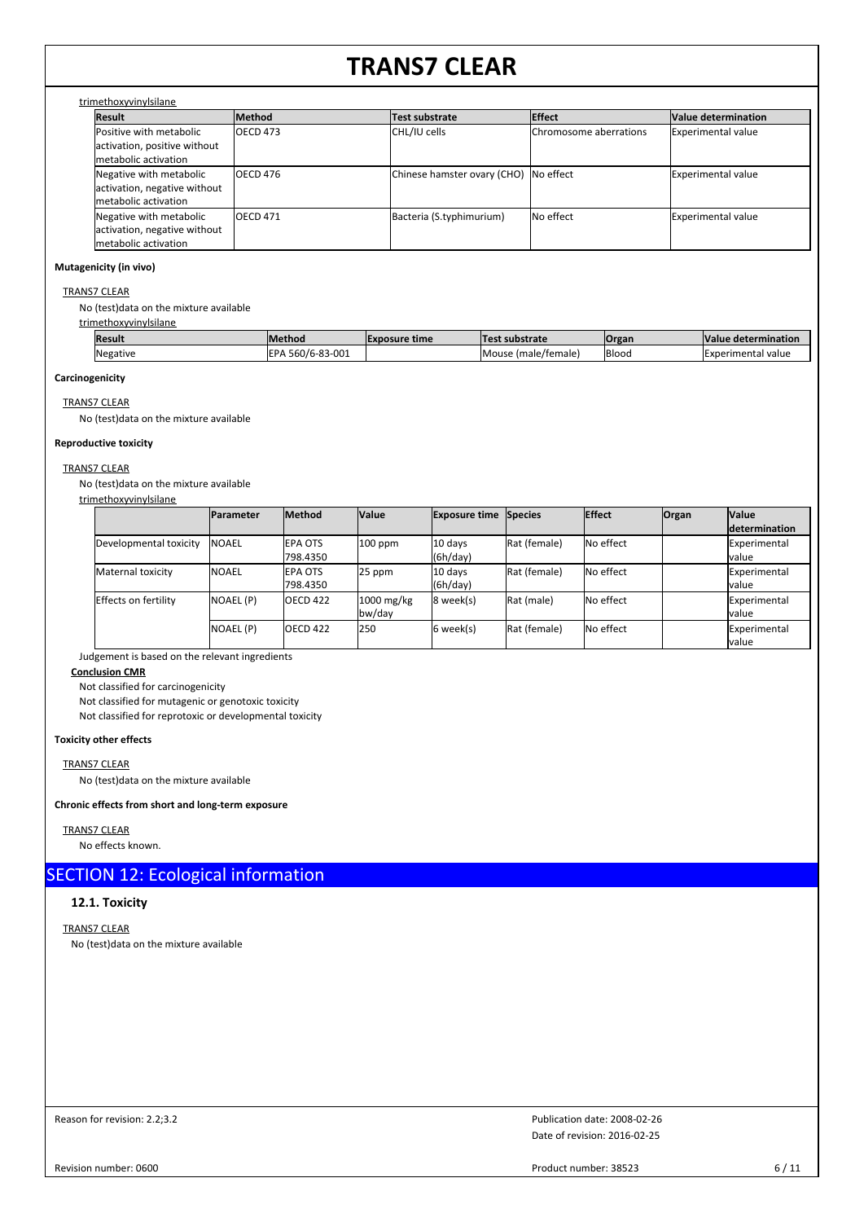trimethoxyvinylsilane

| Result | Method | Test substrate | Effect | Value determination |
|---|---|---|---|---|
| Positive with metabolic activation, positive without metabolic activation | OECD 473 | CHL/IU cells | Chromosome aberrations | Experimental value |
| Negative with metabolic activation, negative without metabolic activation | OECD 476 | Chinese hamster ovary (CHO) | No effect | Experimental value |
| Negative with metabolic activation, negative without metabolic activation | OECD 471 | Bacteria (S.typhimurium) | No effect | Experimental value |

**Mutagenicity (in vivo)**

TRANS7 CLEAR

No (test)data on the mixture available

trimethoxyvinylsilane

| Result | Method | Exposure time | Test substrate | Organ | Value determination |
|---|---|---|---|---|---|
| Negative | EPA 560/6-83-001 | | Mouse (male/female) | Blood | Experimental value |

**Carcinogenicity**

TRANS7 CLEAR

No (test)data on the mixture available

**Reproductive toxicity**

TRANS7 CLEAR

No (test)data on the mixture available

trimethoxyvinylsilane

| | Parameter | Method | Value | Exposure time | Species | Effect | Organ | Value determination |
|---|---|---|---|---|---|---|---|---|
| Developmental toxicity | NOAEL | EPA OTS 798.4350 | 100 ppm | 10 days (6h/day) | Rat (female) | No effect | | Experimental value |
| Maternal toxicity | NOAEL | EPA OTS 798.4350 | 25 ppm | 10 days (6h/day) | Rat (female) | No effect | | Experimental value |
| Effects on fertility | NOAEL (P) | OECD 422 | 1000 mg/kg bw/day | 8 week(s) | Rat (male) | No effect | | Experimental value |
| | NOAEL (P) | OECD 422 | 250 | 6 week(s) | Rat (female) | No effect | | Experimental value |

Judgement is based on the relevant ingredients

**Conclusion CMR**

Not classified for carcinogenicity

Not classified for mutagenic or genotoxic toxicity

Not classified for reprotoxic or developmental toxicity

**Toxicity other effects**

TRANS7 CLEAR

No (test)data on the mixture available

**Chronic effects from short and long-term exposure**

TRANS7 CLEAR

No effects known.

## SECTION 12: Ecological information

### 12.1. Toxicity

TRANS7 CLEAR

No (test)data on the mixture available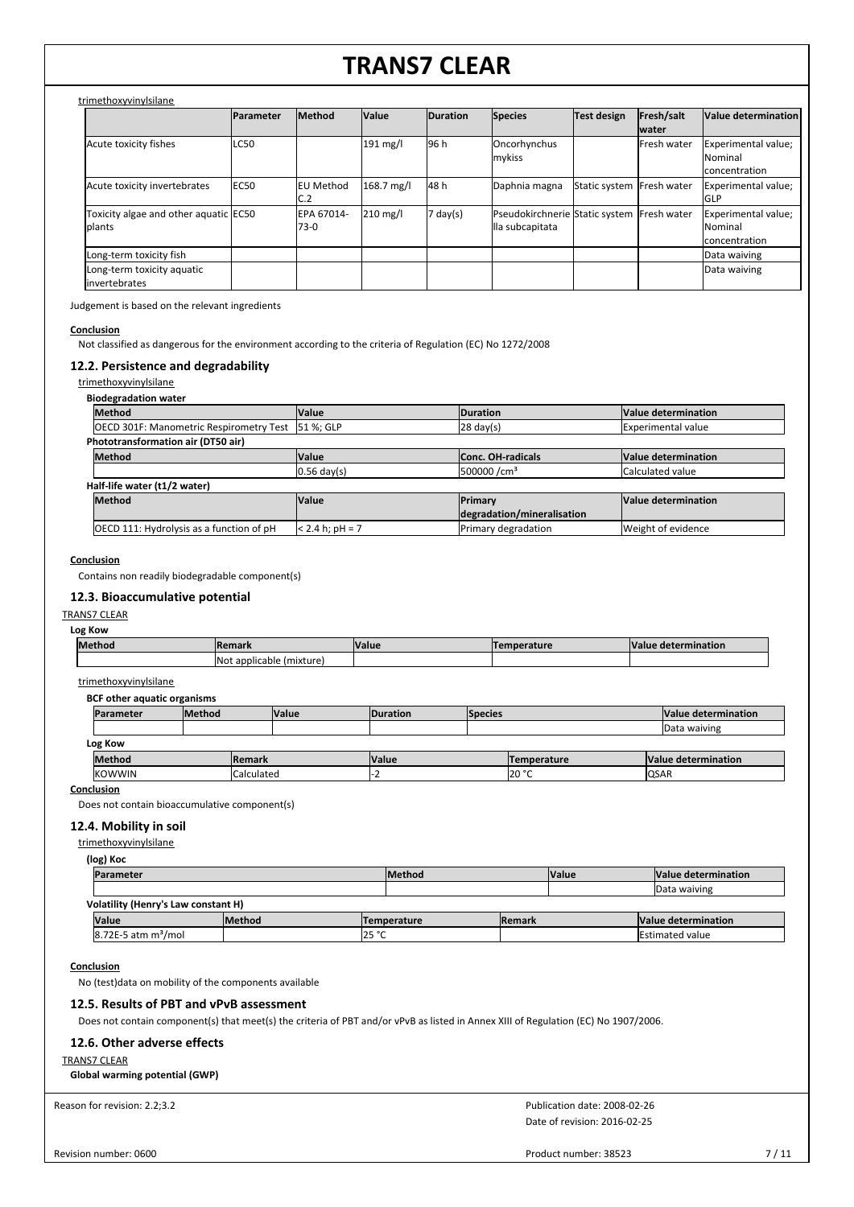trimethoxyvinylsilane

| | Parameter | Method | Value | Duration | Species | Test design | Fresh/salt water | Value determination |
|---|---|---|---|---|---|---|---|---|
| Acute toxicity fishes | LC50 | | 191 mg/l | 96 h | Oncorhynchus mykiss | | Fresh water | Experimental value; Nominal concentration |
| Acute toxicity invertebrates | EC50 | EU Method C.2 | 168.7 mg/l | 48 h | Daphnia magna | Static system | Fresh water | Experimental value; GLP |
| Toxicity algae and other aquatic plants | EC50 | EPA 67014-73-0 | 210 mg/l | 7 day(s) | Pseudokirchneriella subcapitata | Static system | Fresh water | Experimental value; Nominal concentration |
| Long-term toxicity fish | | | | | | | | Data waiving |
| Long-term toxicity aquatic invertebrates | | | | | | | | Data waiving |

Judgement is based on the relevant ingredients

**Conclusion**

Not classified as dangerous for the environment according to the criteria of Regulation (EC) No 1272/2008

### 12.2. Persistence and degradability

trimethoxyvinylsilane

**Biodegradation water**

| Method | Value | Duration | Value determination |
|---|---|---|---|
| OECD 301F: Manometric Respirometry Test | 51 %; GLP | 28 day(s) | Experimental value |

**Phototransformation air (DT50 air)**

| Method | Value | Conc. OH-radicals | Value determination |
|---|---|---|---|
| | 0.56 day(s) | 500000 /cm³ | Calculated value |

**Half-life water (t1/2 water)**

| Method | Value | Primary degradation/mineralisation | Value determination |
|---|---|---|---|
| OECD 111: Hydrolysis as a function of pH | < 2.4 h; pH = 7 | Primary degradation | Weight of evidence |

**Conclusion**

Contains non readily biodegradable component(s)

### 12.3. Bioaccumulative potential

TRANS7 CLEAR

**Log Kow**

| Method | Remark | Value | Temperature | Value determination |
|---|---|---|---|---|
| | Not applicable (mixture) | | | |

trimethoxyvinylsilane

**BCF other aquatic organisms**

| Parameter | Method | Value | Duration | Species | Value determination |
|---|---|---|---|---|---|
| | | | | | Data waiving |

**Log Kow**

| Method | Remark | Value | Temperature | Value determination |
|---|---|---|---|---|
| KOWWIN | Calculated | -2 | 20 °C | QSAR |

**Conclusion**

Does not contain bioaccumulative component(s)

### 12.4. Mobility in soil

trimethoxyvinylsilane

**(log) Koc**

| Parameter | Method | Value | Value determination |
|---|---|---|---|
| | | | Data waiving |

**Volatility (Henry's Law constant H)**

| Value | Method | Temperature | Remark | Value determination |
|---|---|---|---|---|
| 8.72E-5 atm m³/mol | | 25 °C | | Estimated value |

**Conclusion**

No (test)data on mobility of the components available

### 12.5. Results of PBT and vPvB assessment

Does not contain component(s) that meet(s) the criteria of PBT and/or vPvB as listed in Annex XIII of Regulation (EC) No 1907/2006.

### 12.6. Other adverse effects

TRANS7 CLEAR

**Global warming potential (GWP)**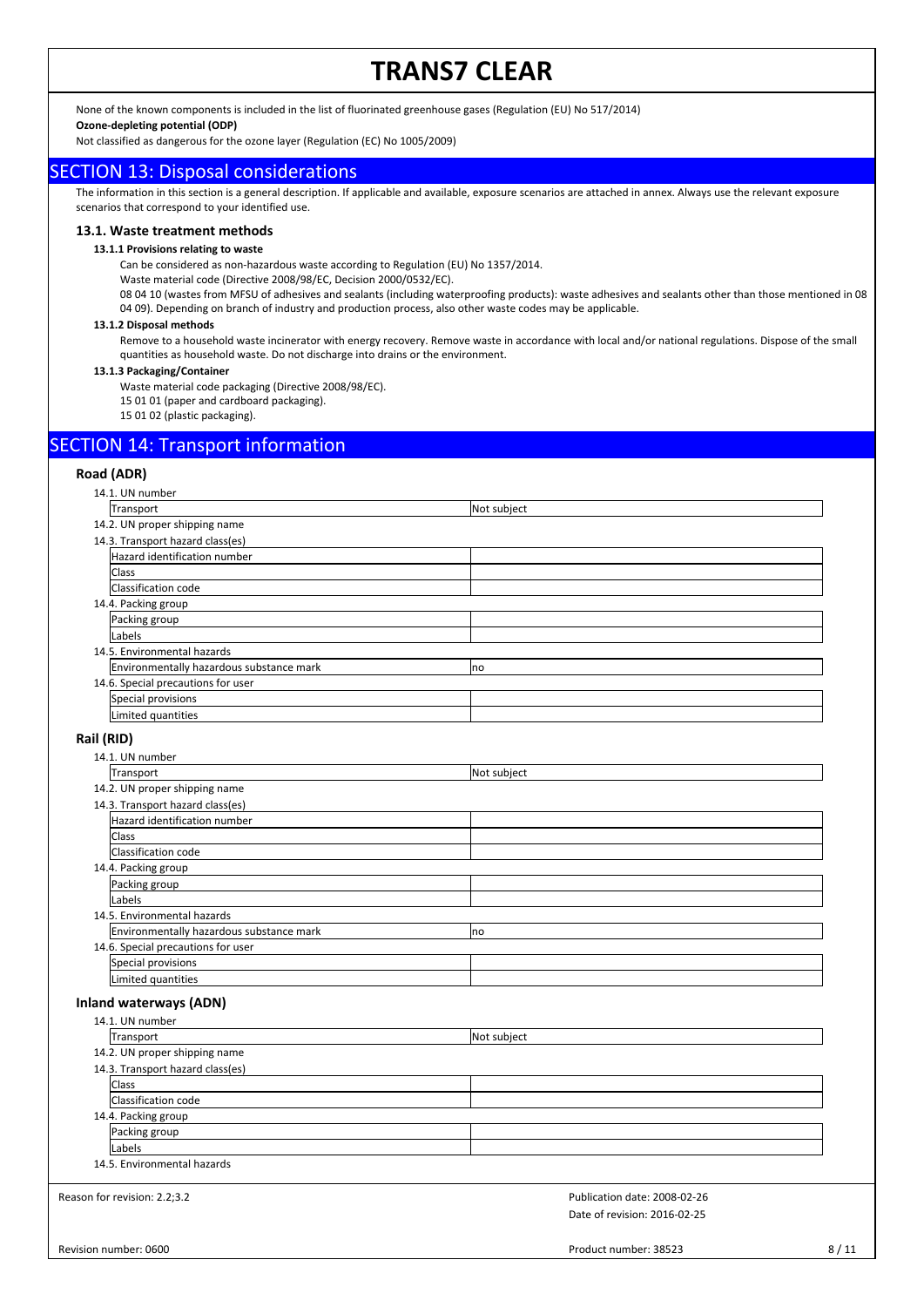None of the known components is included in the list of fluorinated greenhouse gases (Regulation (EU) No 517/2014)

**Ozone-depleting potential (ODP)**

Not classified as dangerous for the ozone layer (Regulation (EC) No 1005/2009)

## SECTION 13: Disposal considerations

The information in this section is a general description. If applicable and available, exposure scenarios are attached in annex. Always use the relevant exposure scenarios that correspond to your identified use.

### 13.1. Waste treatment methods

#### 13.1.1 Provisions relating to waste

Can be considered as non-hazardous waste according to Regulation (EU) No 1357/2014.

Waste material code (Directive 2008/98/EC, Decision 2000/0532/EC).

08 04 10 (wastes from MFSU of adhesives and sealants (including waterproofing products): waste adhesives and sealants other than those mentioned in 08 04 09). Depending on branch of industry and production process, also other waste codes may be applicable.

#### 13.1.2 Disposal methods

Remove to a household waste incinerator with energy recovery. Remove waste in accordance with local and/or national regulations. Dispose of the small quantities as household waste. Do not discharge into drains or the environment.

#### 13.1.3 Packaging/Container

Waste material code packaging (Directive 2008/98/EC).

15 01 01 (paper and cardboard packaging).

15 01 02 (plastic packaging).

## SECTION 14: Transport information

### Road (ADR)

14.1. UN number

| Transport | Not subject |
|---|---|

14.2. UN proper shipping name

14.3. Transport hazard class(es)

| Hazard identification number | |
|---|---|
| Class | |
| Classification code | |

14.4. Packing group

| Packing group | |
|---|---|
| Labels | |

14.5. Environmental hazards

| Environmentally hazardous substance mark | no |
|---|---|

14.6. Special precautions for user

| Special provisions | |
|---|---|
| Limited quantities | |

### Rail (RID)

14.1. UN number

| Transport | Not subject |
|---|---|

14.2. UN proper shipping name

14.3. Transport hazard class(es)

| Hazard identification number | |
|---|---|
| Class | |
| Classification code | |

14.4. Packing group

| Packing group | |
|---|---|
| Labels | |

14.5. Environmental hazards

| Environmentally hazardous substance mark | no |
|---|---|

14.6. Special precautions for user

| Special provisions | |
|---|---|
| Limited quantities | |

### Inland waterways (ADN)

14.1. UN number

| Transport | Not subject |
|---|---|

14.2. UN proper shipping name

14.3. Transport hazard class(es)

| Class | |
|---|---|
| Classification code | |

14.4. Packing group

| Packing group | |
|---|---|
| Labels | |

14.5. Environmental hazards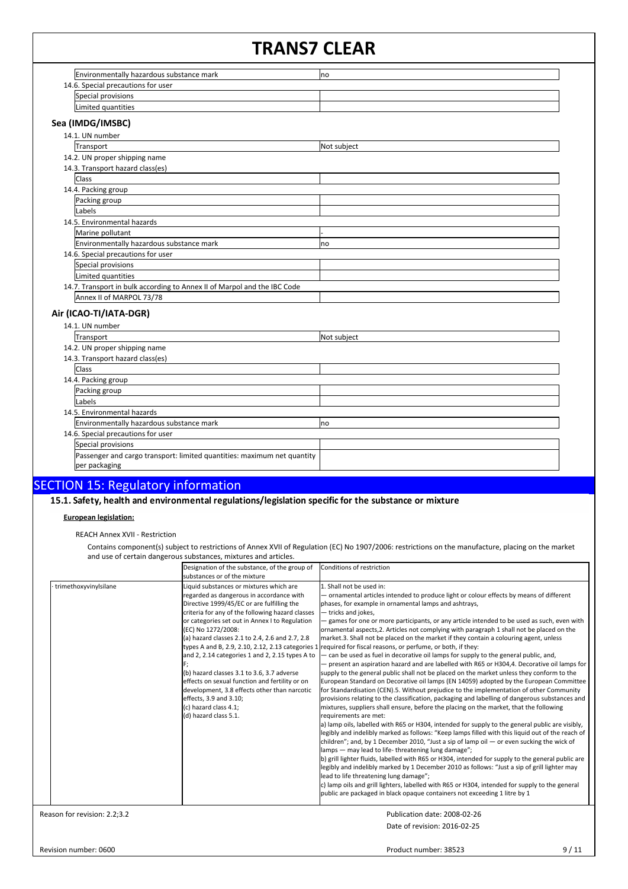| | |
|---|---|
| Environmentally hazardous substance mark | no |
| 14.6. Special precautions for user | |
| Special provisions | |
| Limited quantities | |

### Sea (IMDG/IMSBC)

| | |
|---|---|
| 14.1. UN number | |
| Transport | Not subject |
| 14.2. UN proper shipping name | |
| 14.3. Transport hazard class(es) | |
| Class | |
| 14.4. Packing group | |
| Packing group | |
| Labels | |
| 14.5. Environmental hazards | |
| Marine pollutant | - |
| Environmentally hazardous substance mark | no |
| 14.6. Special precautions for user | |
| Special provisions | |
| Limited quantities | |
| 14.7. Transport in bulk according to Annex II of Marpol and the IBC Code | |
| Annex II of MARPOL 73/78 | |

### Air (ICAO-TI/IATA-DGR)

| | |
|---|---|
| 14.1. UN number | |
| Transport | Not subject |
| 14.2. UN proper shipping name | |
| 14.3. Transport hazard class(es) | |
| Class | |
| 14.4. Packing group | |
| Packing group | |
| Labels | |
| 14.5. Environmental hazards | |
| Environmentally hazardous substance mark | no |
| 14.6. Special precautions for user | |
| Special provisions | |
| Passenger and cargo transport: limited quantities: maximum net quantity per packaging | |

## SECTION 15: Regulatory information

### 15.1. Safety, health and environmental regulations/legislation specific for the substance or mixture

**European legislation:**

REACH Annex XVII - Restriction

Contains component(s) subject to restrictions of Annex XVII of Regulation (EC) No 1907/2006: restrictions on the manufacture, placing on the market and use of certain dangerous substances, mixtures and articles.

| | Designation of the substance, of the group of substances or of the mixture | Conditions of restriction |
|---|---|---|
| · trimethoxyvinylsilane | Liquid substances or mixtures which are regarded as dangerous in accordance with Directive 1999/45/EC or are fulfilling the criteria for any of the following hazard classes or categories set out in Annex I to Regulation (EC) No 1272/2008:<br>(a) hazard classes 2.1 to 2.4, 2.6 and 2.7, 2.8 types A and B, 2.9, 2.10, 2.12, 2.13 categories 1 and 2, 2.14 categories 1 and 2, 2.15 types A to F;<br>(b) hazard classes 3.1 to 3.6, 3.7 adverse effects on sexual function and fertility or on development, 3.8 effects other than narcotic effects, 3.9 and 3.10;<br>(c) hazard class 4.1;<br>(d) hazard class 5.1. | 1. Shall not be used in:<br>— ornamental articles intended to produce light or colour effects by means of different phases, for example in ornamental lamps and ashtrays,<br>— tricks and jokes,<br>— games for one or more participants, or any article intended to be used as such, even with ornamental aspects,2. Articles not complying with paragraph 1 shall not be placed on the market.3. Shall not be placed on the market if they contain a colouring agent, unless required for fiscal reasons, or perfume, or both, if they:<br>— can be used as fuel in decorative oil lamps for supply to the general public, and,<br>— present an aspiration hazard and are labelled with R65 or H304,4. Decorative oil lamps for supply to the general public shall not be placed on the market unless they conform to the European Standard on Decorative oil lamps (EN 14059) adopted by the European Committee for Standardisation (CEN).5. Without prejudice to the implementation of other Community provisions relating to the classification, packaging and labelling of dangerous substances and mixtures, suppliers shall ensure, before the placing on the market, that the following requirements are met:<br>a) lamp oils, labelled with R65 or H304, intended for supply to the general public are visibly, legibly and indelibly marked as follows: "Keep lamps filled with this liquid out of the reach of children"; and, by 1 December 2010, "Just a sip of lamp oil — or even sucking the wick of lamps — may lead to life- threatening lung damage";<br>b) grill lighter fluids, labelled with R65 or H304, intended for supply to the general public are legibly and indelibly marked by 1 December 2010 as follows: "Just a sip of grill lighter may lead to life threatening lung damage";<br>c) lamp oils and grill lighters, labelled with R65 or H304, intended for supply to the general public are packaged in black opaque containers not exceeding 1 litre by 1 |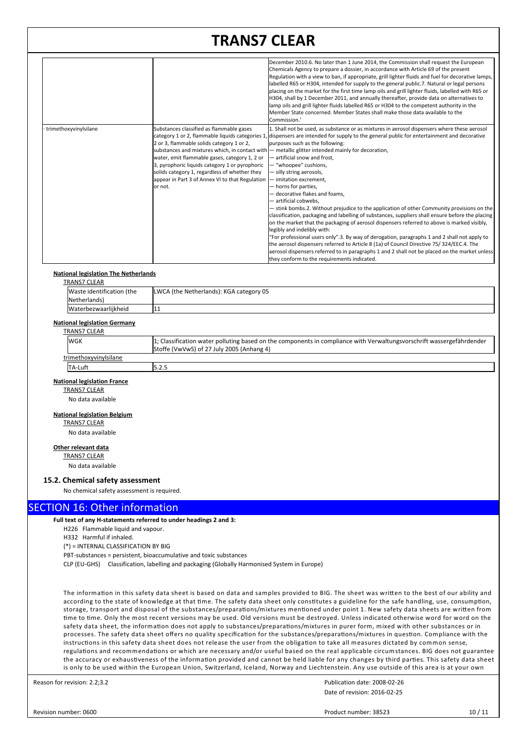| | | |
|---|---|---|
| | | December 2010.6. No later than 1 June 2014, the Commission shall request the European Chemicals Agency to prepare a dossier, in accordance with Article 69 of the present Regulation with a view to ban, if appropriate, grill lighter fluids and fuel for decorative lamps, labelled R65 or H304, intended for supply to the general public.7. Natural or legal persons placing on the market for the first time lamp oils and grill lighter fluids, labelled with R65 or H304, shall by 1 December 2011, and annually thereafter, provide data on alternatives to lamp oils and grill lighter fluids labelled R65 or H304 to the competent authority in the Member State concerned. Member States shall make those data available to the Commission.' |
| · trimethoxyvinylsilane | Substances classified as flammable gases category 1 or 2, flammable liquids categories 1, 2 or 3, flammable solids category 1 or 2, substances and mixtures which, in contact with water, emit flammable gases, category 1, 2 or 3, pyrophoric liquids category 1 or pyrophoric solids category 1, regardless of whether they appear in Part 3 of Annex VI to that Regulation or not. | 1. Shall not be used, as substance or as mixtures in aerosol dispensers where these aerosol dispensers are intended for supply to the general public for entertainment and decorative purposes such as the following:<br>— metallic glitter intended mainly for decoration,<br>— artificial snow and frost,<br>— "whoopee" cushions,<br>— silly string aerosols,<br>— imitation excrement,<br>— horns for parties,<br>— decorative flakes and foams,<br>— artificial cobwebs,<br>— stink bombs.2. Without prejudice to the application of other Community provisions on the classification, packaging and labelling of substances, suppliers shall ensure before the placing on the market that the packaging of aerosol dispensers referred to above is marked visibly, legibly and indelibly with:<br>"For professional users only".3. By way of derogation, paragraphs 1 and 2 shall not apply to the aerosol dispensers referred to Article 8 (1a) of Council Directive 75/ 324/EEC.4. The aerosol dispensers referred to in paragraphs 1 and 2 shall not be placed on the market unless they conform to the requirements indicated. |

**National legislation The Netherlands**

TRANS7 CLEAR

| | |
|---|---|
| Waste identification (the Netherlands) | LWCA (the Netherlands): KGA category 05 |
| Waterbezwaarlijkheid | 11 |

**National legislation Germany**

TRANS7 CLEAR

| | |
|---|---|
| WGK | 1; Classification water polluting based on the components in compliance with Verwaltungsvorschrift wassergefährdender Stoffe (VwVwS) of 27 July 2005 (Anhang 4) |

trimethoxyvinylsilane

| | |
|---|---|
| TA-Luft | 5.2.5 |

**National legislation France**

TRANS7 CLEAR

No data available

**National legislation Belgium**

TRANS7 CLEAR

No data available

**Other relevant data**

TRANS7 CLEAR

No data available

### 15.2. Chemical safety assessment

No chemical safety assessment is required.

## SECTION 16: Other information

**Full text of any H-statements referred to under headings 2 and 3:**

H226 Flammable liquid and vapour.

H332 Harmful if inhaled.

(*) = INTERNAL CLASSIFICATION BY BIG

PBT-substances = persistent, bioaccumulative and toxic substances

CLP (EU-GHS) Classification, labelling and packaging (Globally Harmonised System in Europe)

The information in this safety data sheet is based on data and samples provided to BIG. The sheet was written to the best of our ability and according to the state of knowledge at that time. The safety data sheet only constitutes a guideline for the safe handling, use, consumption, storage, transport and disposal of the substances/preparations/mixtures mentioned under point 1. New safety data sheets are written from time to time. Only the most recent versions may be used. Old versions must be destroyed. Unless indicated otherwise word for word on the safety data sheet, the information does not apply to substances/preparations/mixtures in purer form, mixed with other substances or in processes. The safety data sheet offers no quality specification for the substances/preparations/mixtures in question. Compliance with the instructions in this safety data sheet does not release the user from the obligation to take all measures dictated by common sense, regulations and recommendations or which are necessary and/or useful based on the real applicable circumstances. BIG does not guarantee the accuracy or exhaustiveness of the information provided and cannot be held liable for any changes by third parties. This safety data sheet is only to be used within the European Union, Switzerland, Iceland, Norway and Liechtenstein. Any use outside of this area is at your own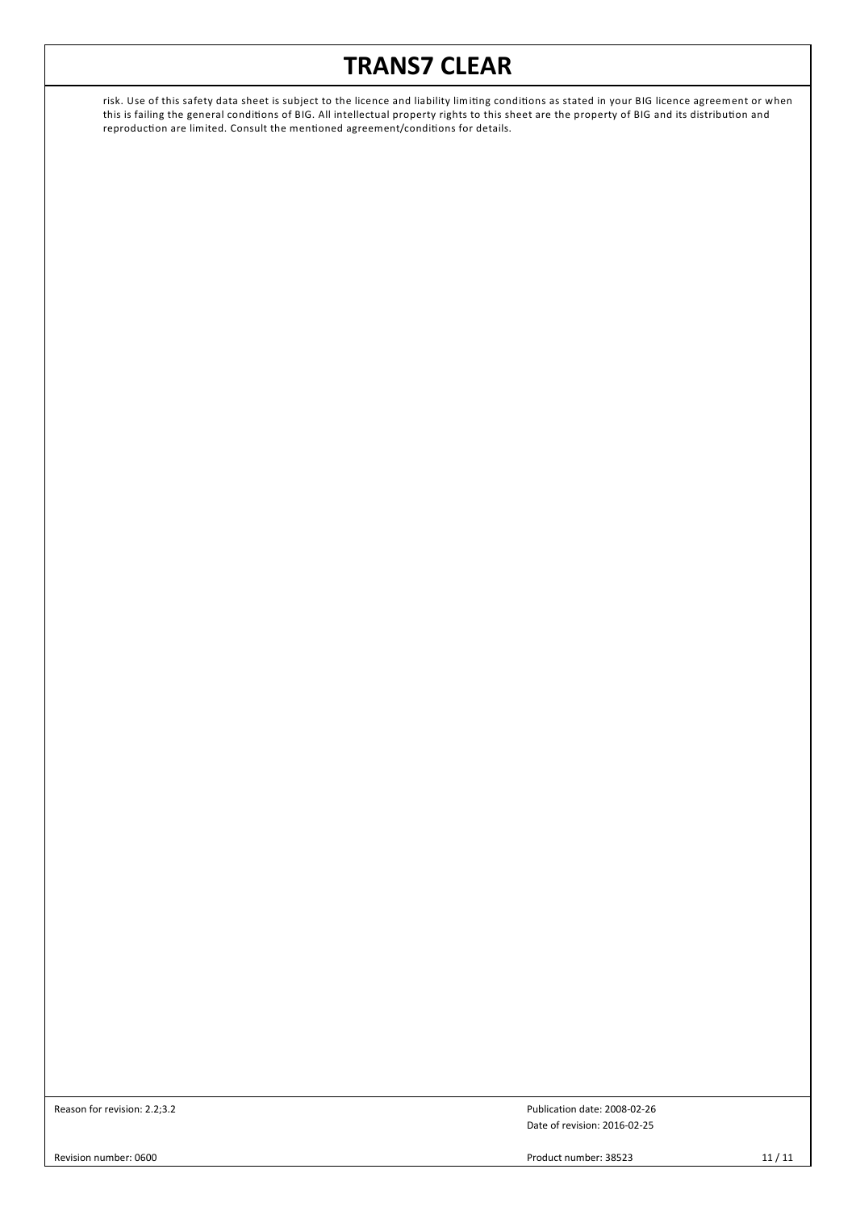risk. Use of this safety data sheet is subject to the licence and liability limiting conditions as stated in your BIG licence agreement or when this is failing the general conditions of BIG. All intellectual property rights to this sheet are the property of BIG and its distribution and reproduction are limited. Consult the mentioned agreement/conditions for details.

Reason for revision: 2.2;3.2

Publication date: 2008-02-26

Date of revision: 2016-02-25

Revision number: 0600

Product number: 38523